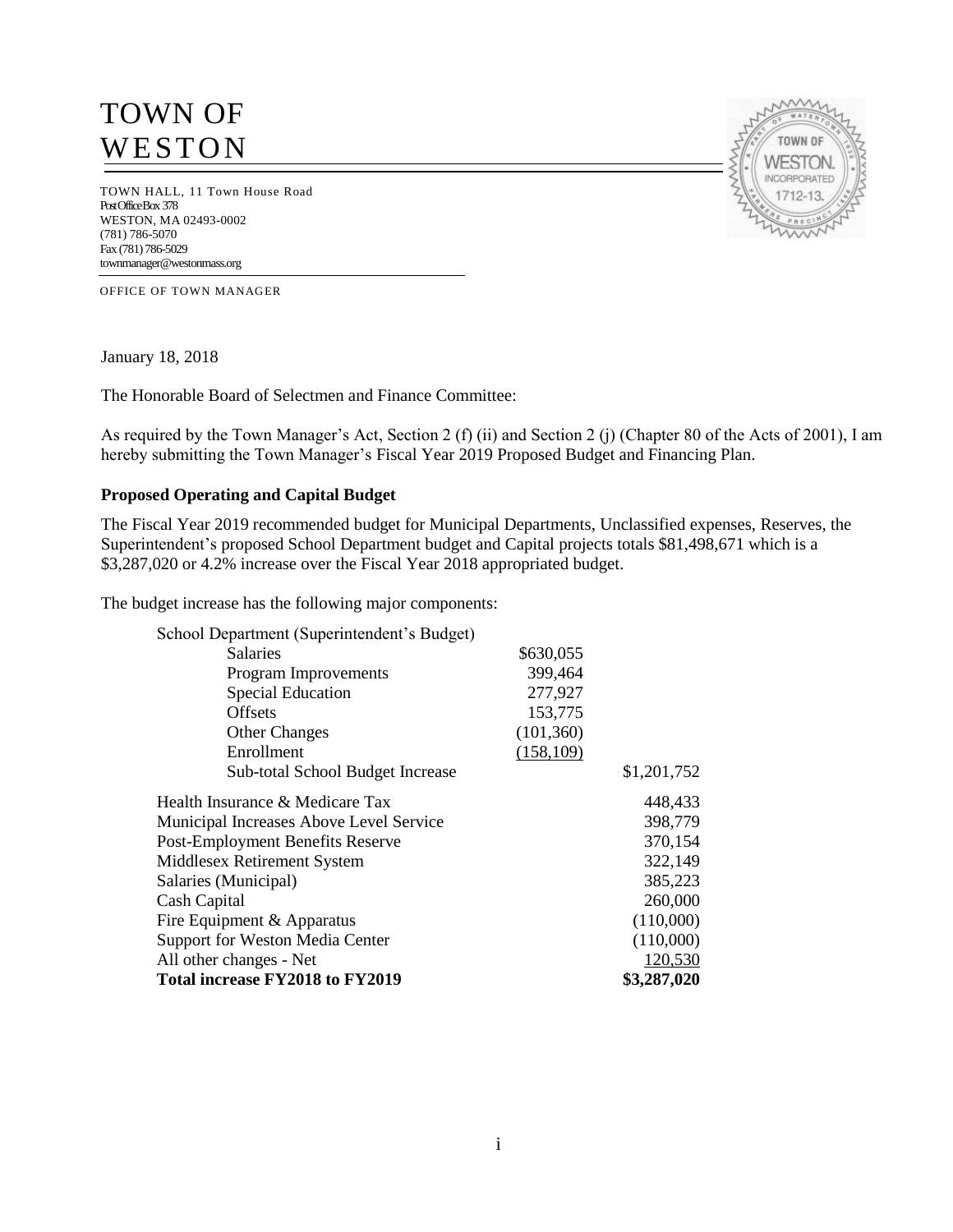# TOWN OF WESTON

TOWN HALL, 11 Town House Road
Post Office Box 378
WESTON, MA 02493-0002
(781) 786-5070
Fax (781) 786-5029
townmanager@westonmass.org

OFFICE OF TOWN MANAGER

January 18, 2018

The Honorable Board of Selectmen and Finance Committee:

As required by the Town Manager's Act, Section 2 (f) (ii) and Section 2 (j) (Chapter 80 of the Acts of 2001), I am hereby submitting the Town Manager's Fiscal Year 2019 Proposed Budget and Financing Plan.

**Proposed Operating and Capital Budget**

The Fiscal Year 2019 recommended budget for Municipal Departments, Unclassified expenses, Reserves, the Superintendent's proposed School Department budget and Capital projects totals $81,498,671 which is a $3,287,020 or 4.2% increase over the Fiscal Year 2018 appropriated budget.

The budget increase has the following major components:

| | | |
|---|---|---|
| School Department (Superintendent's Budget) | | |
| Salaries | $630,055 | |
| Program Improvements | 399,464 | |
| Special Education | 277,927 | |
| Offsets | 153,775 | |
| Other Changes | (101,360) | |
| Enrollment | (158,109) | |
| Sub-total School Budget Increase | | $1,201,752 |
| Health Insurance & Medicare Tax | | 448,433 |
| Municipal Increases Above Level Service | | 398,779 |
| Post-Employment Benefits Reserve | | 370,154 |
| Middlesex Retirement System | | 322,149 |
| Salaries (Municipal) | | 385,223 |
| Cash Capital | | 260,000 |
| Fire Equipment & Apparatus | | (110,000) |
| Support for Weston Media Center | | (110,000) |
| All other changes - Net | | 120,530 |
| **Total increase FY2018 to FY2019** | | **$3,287,020** |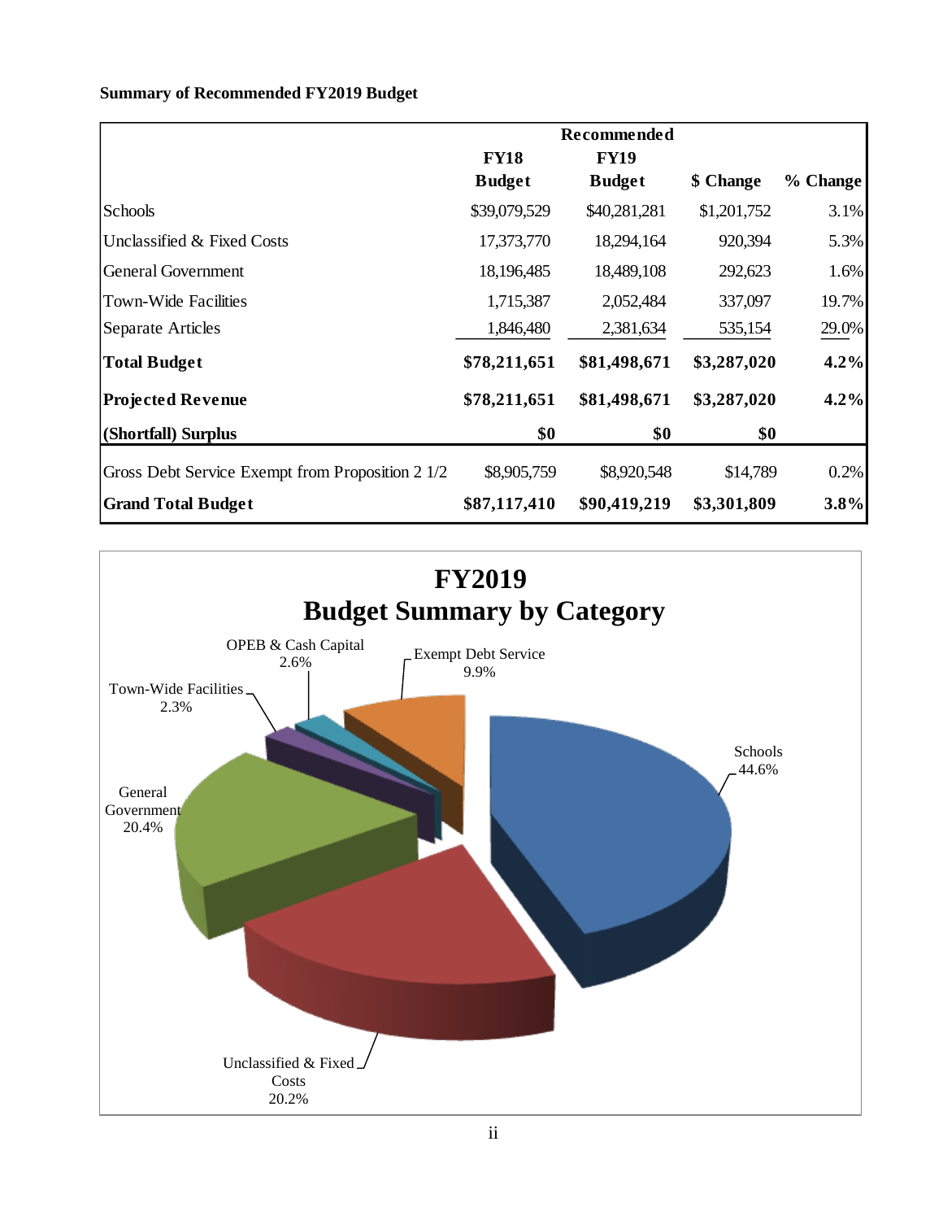**Summary of Recommended FY2019 Budget**

| | FY18 Budget | Recommended FY19 Budget | $ Change | % Change |
|---|---|---|---|---|
| Schools | $39,079,529 | $40,281,281 | $1,201,752 | 3.1% |
| Unclassified & Fixed Costs | 17,373,770 | 18,294,164 | 920,394 | 5.3% |
| General Government | 18,196,485 | 18,489,108 | 292,623 | 1.6% |
| Town-Wide Facilities | 1,715,387 | 2,052,484 | 337,097 | 19.7% |
| Separate Articles | 1,846,480 | 2,381,634 | 535,154 | 29.0% |
| **Total Budget** | **$78,211,651** | **$81,498,671** | **$3,287,020** | **4.2%** |
| **Projected Revenue** | **$78,211,651** | **$81,498,671** | **$3,287,020** | **4.2%** |
| **(Shortfall) Surplus** | **$0** | **$0** | **$0** | |
| Gross Debt Service Exempt from Proposition 2 1/2 | $8,905,759 | $8,920,548 | $14,789 | 0.2% |
| **Grand Total Budget** | **$87,117,410** | **$90,419,219** | **$3,301,809** | **3.8%** |

**FY2019**
**Budget Summary by Category**

- Schools 44.6%
- Unclassified & Fixed Costs 20.2%
- General Government 20.4%
- Town-Wide Facilities 2.3%
- OPEB & Cash Capital 2.6%
- Exempt Debt Service 9.9%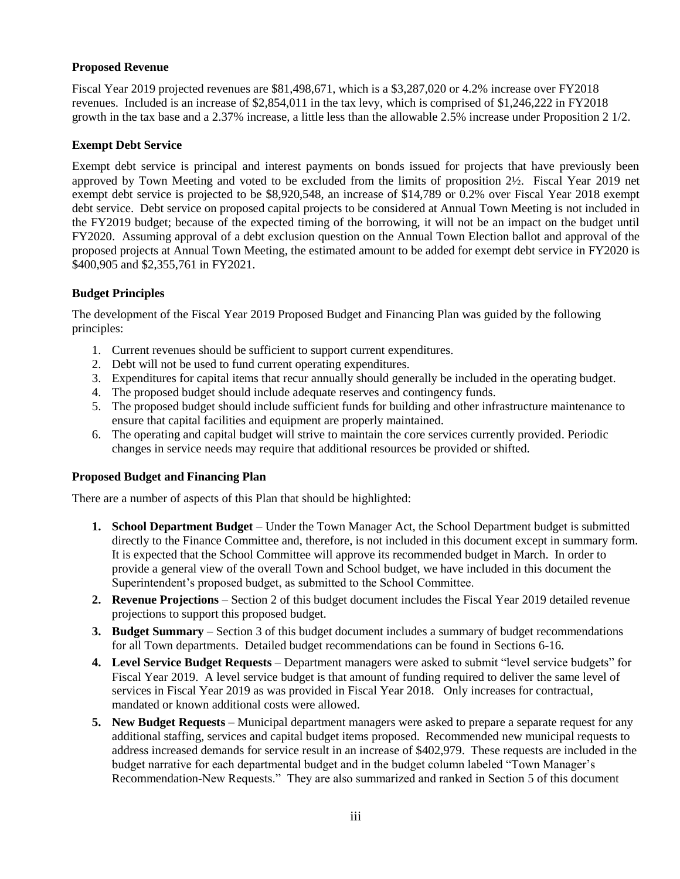**Proposed Revenue**

Fiscal Year 2019 projected revenues are $81,498,671, which is a $3,287,020 or 4.2% increase over FY2018 revenues. Included is an increase of $2,854,011 in the tax levy, which is comprised of $1,246,222 in FY2018 growth in the tax base and a 2.37% increase, a little less than the allowable 2.5% increase under Proposition 2 1/2.

**Exempt Debt Service**

Exempt debt service is principal and interest payments on bonds issued for projects that have previously been approved by Town Meeting and voted to be excluded from the limits of proposition 2½. Fiscal Year 2019 net exempt debt service is projected to be $8,920,548, an increase of $14,789 or 0.2% over Fiscal Year 2018 exempt debt service. Debt service on proposed capital projects to be considered at Annual Town Meeting is not included in the FY2019 budget; because of the expected timing of the borrowing, it will not be an impact on the budget until FY2020. Assuming approval of a debt exclusion question on the Annual Town Election ballot and approval of the proposed projects at Annual Town Meeting, the estimated amount to be added for exempt debt service in FY2020 is $400,905 and $2,355,761 in FY2021.

**Budget Principles**

The development of the Fiscal Year 2019 Proposed Budget and Financing Plan was guided by the following principles:

1. Current revenues should be sufficient to support current expenditures.
2. Debt will not be used to fund current operating expenditures.
3. Expenditures for capital items that recur annually should generally be included in the operating budget.
4. The proposed budget should include adequate reserves and contingency funds.
5. The proposed budget should include sufficient funds for building and other infrastructure maintenance to ensure that capital facilities and equipment are properly maintained.
6. The operating and capital budget will strive to maintain the core services currently provided. Periodic changes in service needs may require that additional resources be provided or shifted.

**Proposed Budget and Financing Plan**

There are a number of aspects of this Plan that should be highlighted:

1. **School Department Budget** – Under the Town Manager Act, the School Department budget is submitted directly to the Finance Committee and, therefore, is not included in this document except in summary form. It is expected that the School Committee will approve its recommended budget in March. In order to provide a general view of the overall Town and School budget, we have included in this document the Superintendent's proposed budget, as submitted to the School Committee.
2. **Revenue Projections** – Section 2 of this budget document includes the Fiscal Year 2019 detailed revenue projections to support this proposed budget.
3. **Budget Summary** – Section 3 of this budget document includes a summary of budget recommendations for all Town departments. Detailed budget recommendations can be found in Sections 6-16.
4. **Level Service Budget Requests** – Department managers were asked to submit "level service budgets" for Fiscal Year 2019. A level service budget is that amount of funding required to deliver the same level of services in Fiscal Year 2019 as was provided in Fiscal Year 2018. Only increases for contractual, mandated or known additional costs were allowed.
5. **New Budget Requests** – Municipal department managers were asked to prepare a separate request for any additional staffing, services and capital budget items proposed. Recommended new municipal requests to address increased demands for service result in an increase of $402,979. These requests are included in the budget narrative for each departmental budget and in the budget column labeled "Town Manager's Recommendation-New Requests." They are also summarized and ranked in Section 5 of this document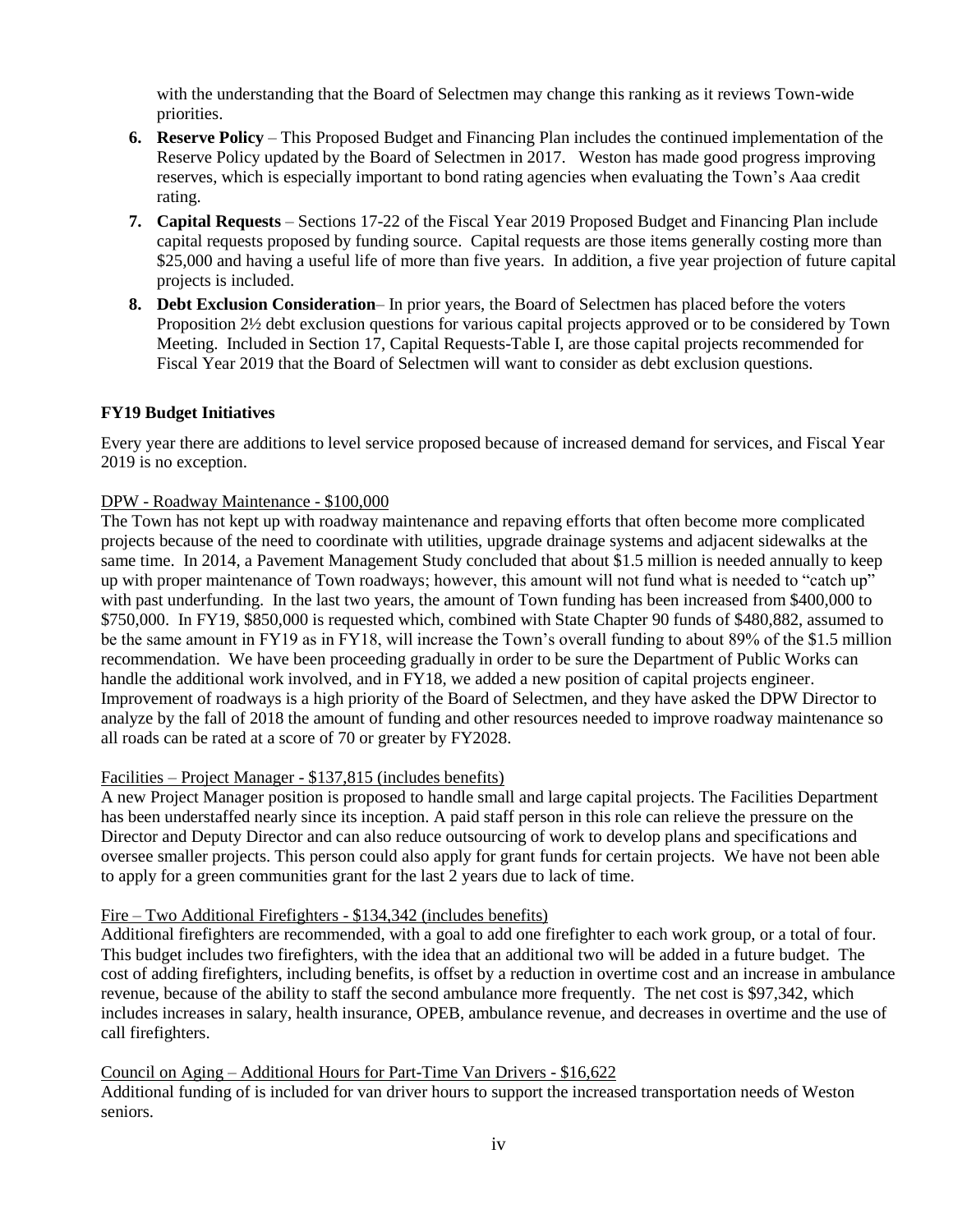with the understanding that the Board of Selectmen may change this ranking as it reviews Town-wide priorities.

6. **Reserve Policy** – This Proposed Budget and Financing Plan includes the continued implementation of the Reserve Policy updated by the Board of Selectmen in 2017. Weston has made good progress improving reserves, which is especially important to bond rating agencies when evaluating the Town's Aaa credit rating.
7. **Capital Requests** – Sections 17-22 of the Fiscal Year 2019 Proposed Budget and Financing Plan include capital requests proposed by funding source. Capital requests are those items generally costing more than $25,000 and having a useful life of more than five years. In addition, a five year projection of future capital projects is included.
8. **Debt Exclusion Consideration**– In prior years, the Board of Selectmen has placed before the voters Proposition 2½ debt exclusion questions for various capital projects approved or to be considered by Town Meeting. Included in Section 17, Capital Requests-Table I, are those capital projects recommended for Fiscal Year 2019 that the Board of Selectmen will want to consider as debt exclusion questions.

## FY19 Budget Initiatives

Every year there are additions to level service proposed because of increased demand for services, and Fiscal Year 2019 is no exception.

<u>DPW - Roadway Maintenance - $100,000</u>

The Town has not kept up with roadway maintenance and repaving efforts that often become more complicated projects because of the need to coordinate with utilities, upgrade drainage systems and adjacent sidewalks at the same time. In 2014, a Pavement Management Study concluded that about $1.5 million is needed annually to keep up with proper maintenance of Town roadways; however, this amount will not fund what is needed to "catch up" with past underfunding. In the last two years, the amount of Town funding has been increased from $400,000 to $750,000. In FY19, $850,000 is requested which, combined with State Chapter 90 funds of $480,882, assumed to be the same amount in FY19 as in FY18, will increase the Town's overall funding to about 89% of the $1.5 million recommendation. We have been proceeding gradually in order to be sure the Department of Public Works can handle the additional work involved, and in FY18, we added a new position of capital projects engineer. Improvement of roadways is a high priority of the Board of Selectmen, and they have asked the DPW Director to analyze by the fall of 2018 the amount of funding and other resources needed to improve roadway maintenance so all roads can be rated at a score of 70 or greater by FY2028.

<u>Facilities – Project Manager - $137,815 (includes benefits)</u>

A new Project Manager position is proposed to handle small and large capital projects. The Facilities Department has been understaffed nearly since its inception. A paid staff person in this role can relieve the pressure on the Director and Deputy Director and can also reduce outsourcing of work to develop plans and specifications and oversee smaller projects. This person could also apply for grant funds for certain projects. We have not been able to apply for a green communities grant for the last 2 years due to lack of time.

<u>Fire – Two Additional Firefighters - $134,342 (includes benefits)</u>

Additional firefighters are recommended, with a goal to add one firefighter to each work group, or a total of four. This budget includes two firefighters, with the idea that an additional two will be added in a future budget. The cost of adding firefighters, including benefits, is offset by a reduction in overtime cost and an increase in ambulance revenue, because of the ability to staff the second ambulance more frequently. The net cost is $97,342, which includes increases in salary, health insurance, OPEB, ambulance revenue, and decreases in overtime and the use of call firefighters.

<u>Council on Aging – Additional Hours for Part-Time Van Drivers - $16,622</u>

Additional funding of is included for van driver hours to support the increased transportation needs of Weston seniors.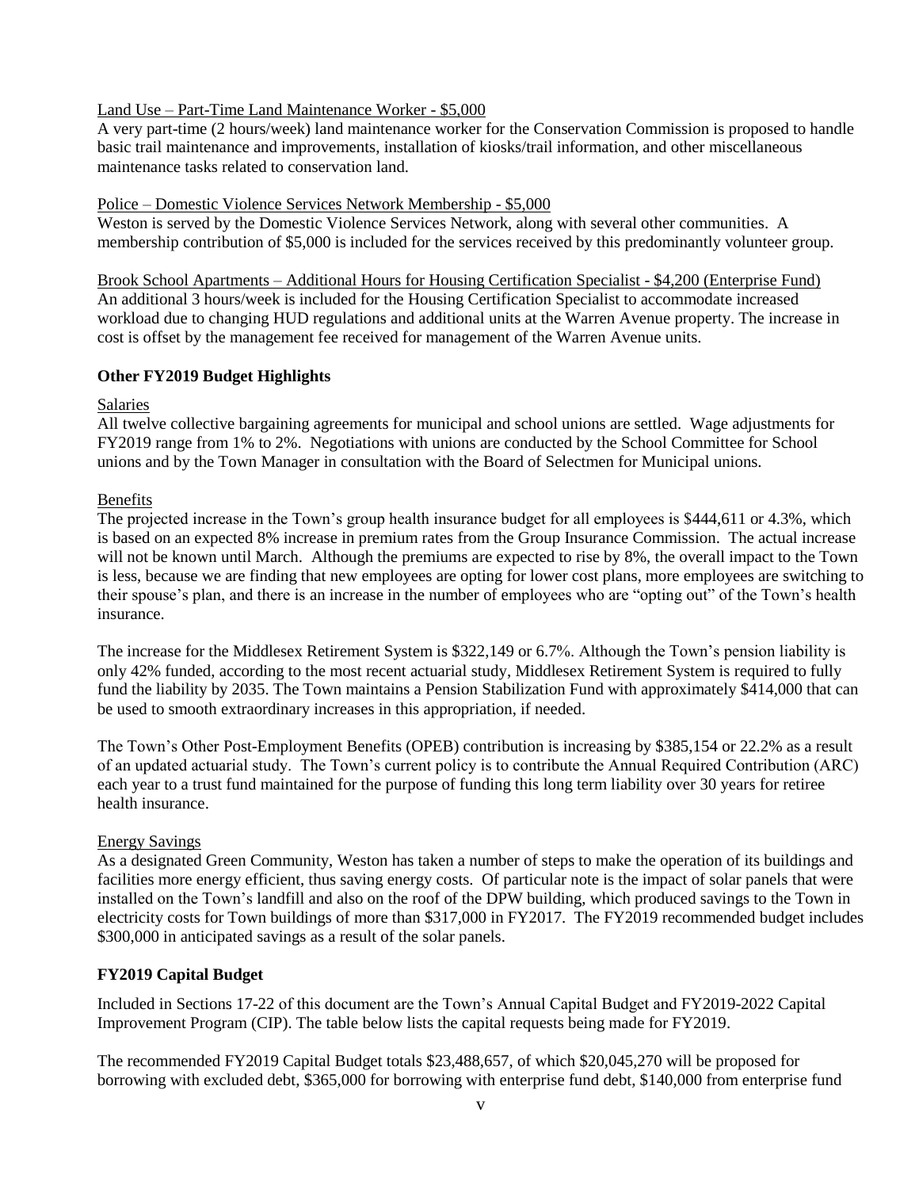Land Use – Part-Time Land Maintenance Worker - $5,000

A very part-time (2 hours/week) land maintenance worker for the Conservation Commission is proposed to handle basic trail maintenance and improvements, installation of kiosks/trail information, and other miscellaneous maintenance tasks related to conservation land.

Police – Domestic Violence Services Network Membership - $5,000

Weston is served by the Domestic Violence Services Network, along with several other communities. A membership contribution of $5,000 is included for the services received by this predominantly volunteer group.

Brook School Apartments – Additional Hours for Housing Certification Specialist - $4,200 (Enterprise Fund)

An additional 3 hours/week is included for the Housing Certification Specialist to accommodate increased workload due to changing HUD regulations and additional units at the Warren Avenue property. The increase in cost is offset by the management fee received for management of the Warren Avenue units.

## Other FY2019 Budget Highlights

Salaries

All twelve collective bargaining agreements for municipal and school unions are settled. Wage adjustments for FY2019 range from 1% to 2%. Negotiations with unions are conducted by the School Committee for School unions and by the Town Manager in consultation with the Board of Selectmen for Municipal unions.

Benefits

The projected increase in the Town's group health insurance budget for all employees is $444,611 or 4.3%, which is based on an expected 8% increase in premium rates from the Group Insurance Commission. The actual increase will not be known until March. Although the premiums are expected to rise by 8%, the overall impact to the Town is less, because we are finding that new employees are opting for lower cost plans, more employees are switching to their spouse's plan, and there is an increase in the number of employees who are "opting out" of the Town's health insurance.

The increase for the Middlesex Retirement System is $322,149 or 6.7%. Although the Town's pension liability is only 42% funded, according to the most recent actuarial study, Middlesex Retirement System is required to fully fund the liability by 2035. The Town maintains a Pension Stabilization Fund with approximately $414,000 that can be used to smooth extraordinary increases in this appropriation, if needed.

The Town's Other Post-Employment Benefits (OPEB) contribution is increasing by $385,154 or 22.2% as a result of an updated actuarial study. The Town's current policy is to contribute the Annual Required Contribution (ARC) each year to a trust fund maintained for the purpose of funding this long term liability over 30 years for retiree health insurance.

Energy Savings

As a designated Green Community, Weston has taken a number of steps to make the operation of its buildings and facilities more energy efficient, thus saving energy costs. Of particular note is the impact of solar panels that were installed on the Town's landfill and also on the roof of the DPW building, which produced savings to the Town in electricity costs for Town buildings of more than $317,000 in FY2017. The FY2019 recommended budget includes $300,000 in anticipated savings as a result of the solar panels.

## FY2019 Capital Budget

Included in Sections 17-22 of this document are the Town's Annual Capital Budget and FY2019-2022 Capital Improvement Program (CIP). The table below lists the capital requests being made for FY2019.

The recommended FY2019 Capital Budget totals $23,488,657, of which $20,045,270 will be proposed for borrowing with excluded debt, $365,000 for borrowing with enterprise fund debt, $140,000 from enterprise fund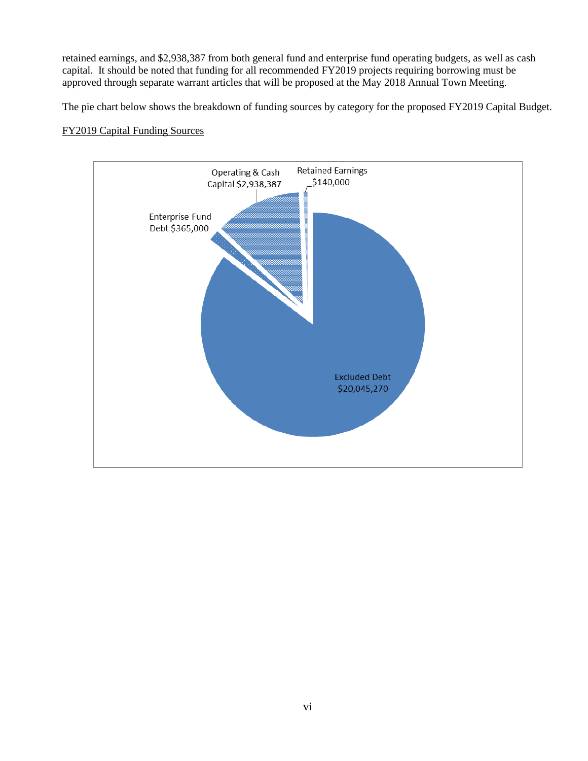retained earnings, and $2,938,387 from both general fund and enterprise fund operating budgets, as well as cash capital. It should be noted that funding for all recommended FY2019 projects requiring borrowing must be approved through separate warrant articles that will be proposed at the May 2018 Annual Town Meeting.

The pie chart below shows the breakdown of funding sources by category for the proposed FY2019 Capital Budget.

FY2019 Capital Funding Sources

Operating & Cash Capital $2,938,387

Retained Earnings $140,000

Enterprise Fund Debt $365,000

Excluded Debt $20,045,270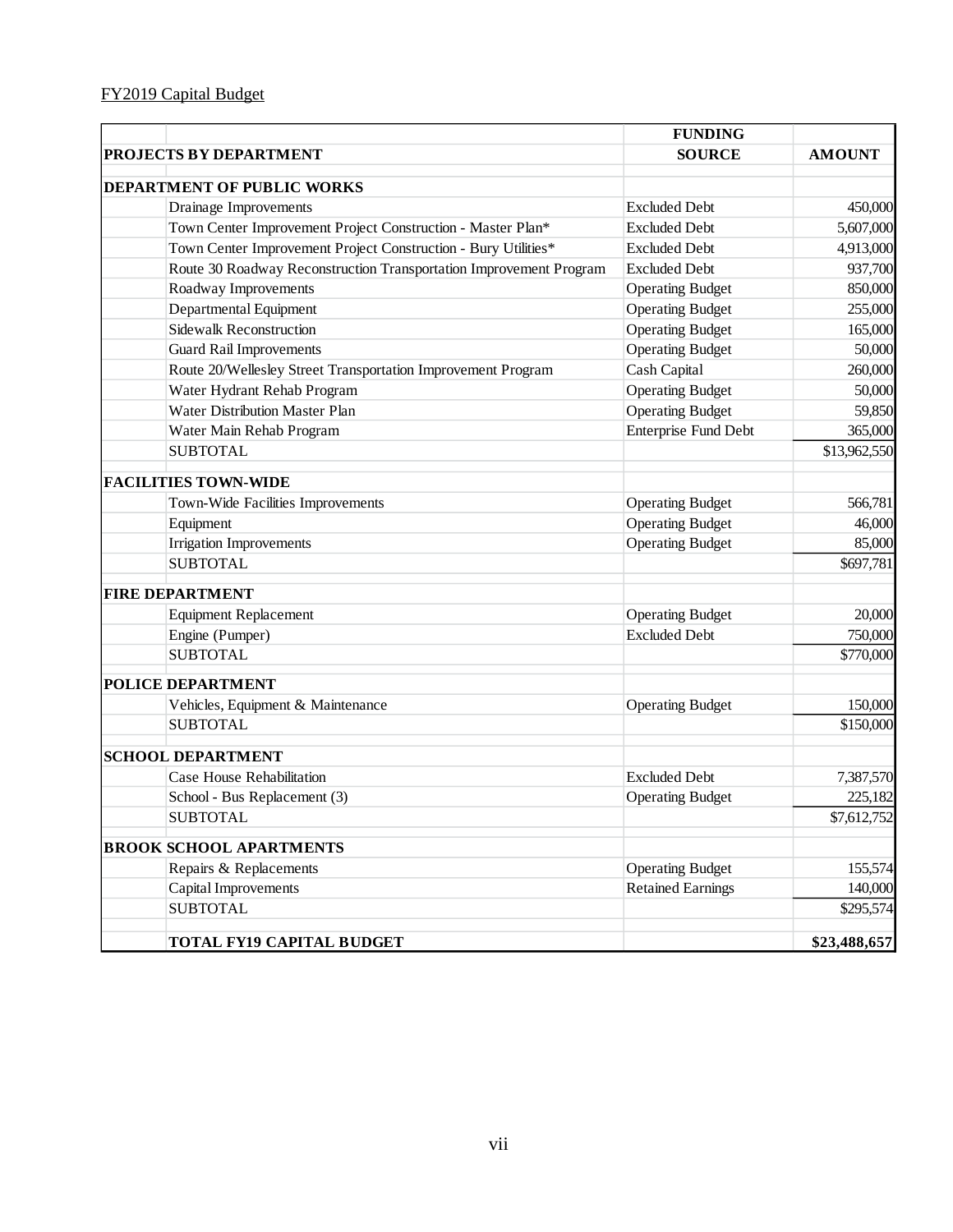FY2019 Capital Budget

| PROJECTS BY DEPARTMENT | FUNDING SOURCE | AMOUNT |
|---|---|---|
| **DEPARTMENT OF PUBLIC WORKS** | | |
| Drainage Improvements | Excluded Debt | 450,000 |
| Town Center Improvement Project Construction - Master Plan* | Excluded Debt | 5,607,000 |
| Town Center Improvement Project Construction - Bury Utilities* | Excluded Debt | 4,913,000 |
| Route 30 Roadway Reconstruction Transportation Improvement Program | Excluded Debt | 937,700 |
| Roadway Improvements | Operating Budget | 850,000 |
| Departmental Equipment | Operating Budget | 255,000 |
| Sidewalk Reconstruction | Operating Budget | 165,000 |
| Guard Rail Improvements | Operating Budget | 50,000 |
| Route 20/Wellesley Street Transportation Improvement Program | Cash Capital | 260,000 |
| Water Hydrant Rehab Program | Operating Budget | 50,000 |
| Water Distribution Master Plan | Operating Budget | 59,850 |
| Water Main Rehab Program | Enterprise Fund Debt | 365,000 |
| SUBTOTAL | | $13,962,550 |
| **FACILITIES TOWN-WIDE** | | |
| Town-Wide Facilities Improvements | Operating Budget | 566,781 |
| Equipment | Operating Budget | 46,000 |
| Irrigation Improvements | Operating Budget | 85,000 |
| SUBTOTAL | | $697,781 |
| **FIRE DEPARTMENT** | | |
| Equipment Replacement | Operating Budget | 20,000 |
| Engine (Pumper) | Excluded Debt | 750,000 |
| SUBTOTAL | | $770,000 |
| **POLICE DEPARTMENT** | | |
| Vehicles, Equipment & Maintenance | Operating Budget | 150,000 |
| SUBTOTAL | | $150,000 |
| **SCHOOL DEPARTMENT** | | |
| Case House Rehabilitation | Excluded Debt | 7,387,570 |
| School - Bus Replacement (3) | Operating Budget | 225,182 |
| SUBTOTAL | | $7,612,752 |
| **BROOK SCHOOL APARTMENTS** | | |
| Repairs & Replacements | Operating Budget | 155,574 |
| Capital Improvements | Retained Earnings | 140,000 |
| SUBTOTAL | | $295,574 |
| **TOTAL FY19 CAPITAL BUDGET** | | **$23,488,657** |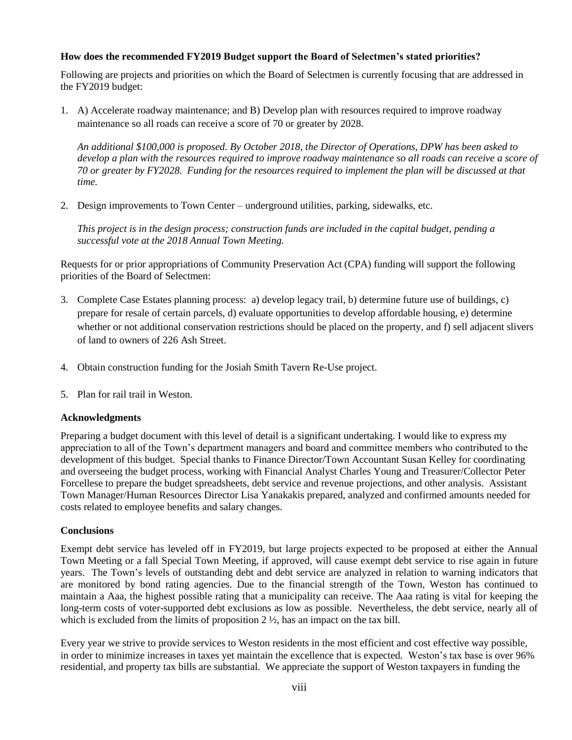**How does the recommended FY2019 Budget support the Board of Selectmen's stated priorities?**

Following are projects and priorities on which the Board of Selectmen is currently focusing that are addressed in the FY2019 budget:

1. A) Accelerate roadway maintenance; and B) Develop plan with resources required to improve roadway maintenance so all roads can receive a score of 70 or greater by 2028.

   *An additional $100,000 is proposed. By October 2018, the Director of Operations, DPW has been asked to develop a plan with the resources required to improve roadway maintenance so all roads can receive a score of 70 or greater by FY2028. Funding for the resources required to implement the plan will be discussed at that time.*

2. Design improvements to Town Center – underground utilities, parking, sidewalks, etc.

   *This project is in the design process; construction funds are included in the capital budget, pending a successful vote at the 2018 Annual Town Meeting.*

Requests for or prior appropriations of Community Preservation Act (CPA) funding will support the following priorities of the Board of Selectmen:

3. Complete Case Estates planning process: a) develop legacy trail, b) determine future use of buildings, c) prepare for resale of certain parcels, d) evaluate opportunities to develop affordable housing, e) determine whether or not additional conservation restrictions should be placed on the property, and f) sell adjacent slivers of land to owners of 226 Ash Street.

4. Obtain construction funding for the Josiah Smith Tavern Re-Use project.

5. Plan for rail trail in Weston.

**Acknowledgments**

Preparing a budget document with this level of detail is a significant undertaking. I would like to express my appreciation to all of the Town's department managers and board and committee members who contributed to the development of this budget. Special thanks to Finance Director/Town Accountant Susan Kelley for coordinating and overseeing the budget process, working with Financial Analyst Charles Young and Treasurer/Collector Peter Forcellese to prepare the budget spreadsheets, debt service and revenue projections, and other analysis. Assistant Town Manager/Human Resources Director Lisa Yanakakis prepared, analyzed and confirmed amounts needed for costs related to employee benefits and salary changes.

**Conclusions**

Exempt debt service has leveled off in FY2019, but large projects expected to be proposed at either the Annual Town Meeting or a fall Special Town Meeting, if approved, will cause exempt debt service to rise again in future years. The Town's levels of outstanding debt and debt service are analyzed in relation to warning indicators that are monitored by bond rating agencies. Due to the financial strength of the Town, Weston has continued to maintain a Aaa, the highest possible rating that a municipality can receive. The Aaa rating is vital for keeping the long-term costs of voter-supported debt exclusions as low as possible. Nevertheless, the debt service, nearly all of which is excluded from the limits of proposition 2 ½, has an impact on the tax bill.

Every year we strive to provide services to Weston residents in the most efficient and cost effective way possible, in order to minimize increases in taxes yet maintain the excellence that is expected. Weston's tax base is over 96% residential, and property tax bills are substantial. We appreciate the support of Weston taxpayers in funding the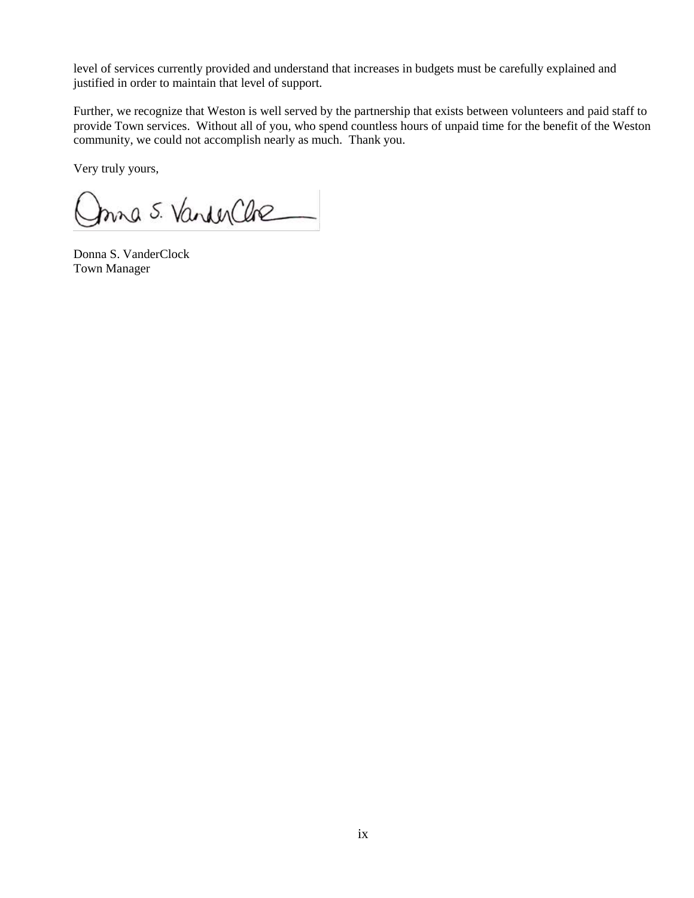level of services currently provided and understand that increases in budgets must be carefully explained and justified in order to maintain that level of support.

Further, we recognize that Weston is well served by the partnership that exists between volunteers and paid staff to provide Town services. Without all of you, who spend countless hours of unpaid time for the benefit of the Weston community, we could not accomplish nearly as much. Thank you.

Very truly yours,

Donna S. VanderClock
Town Manager